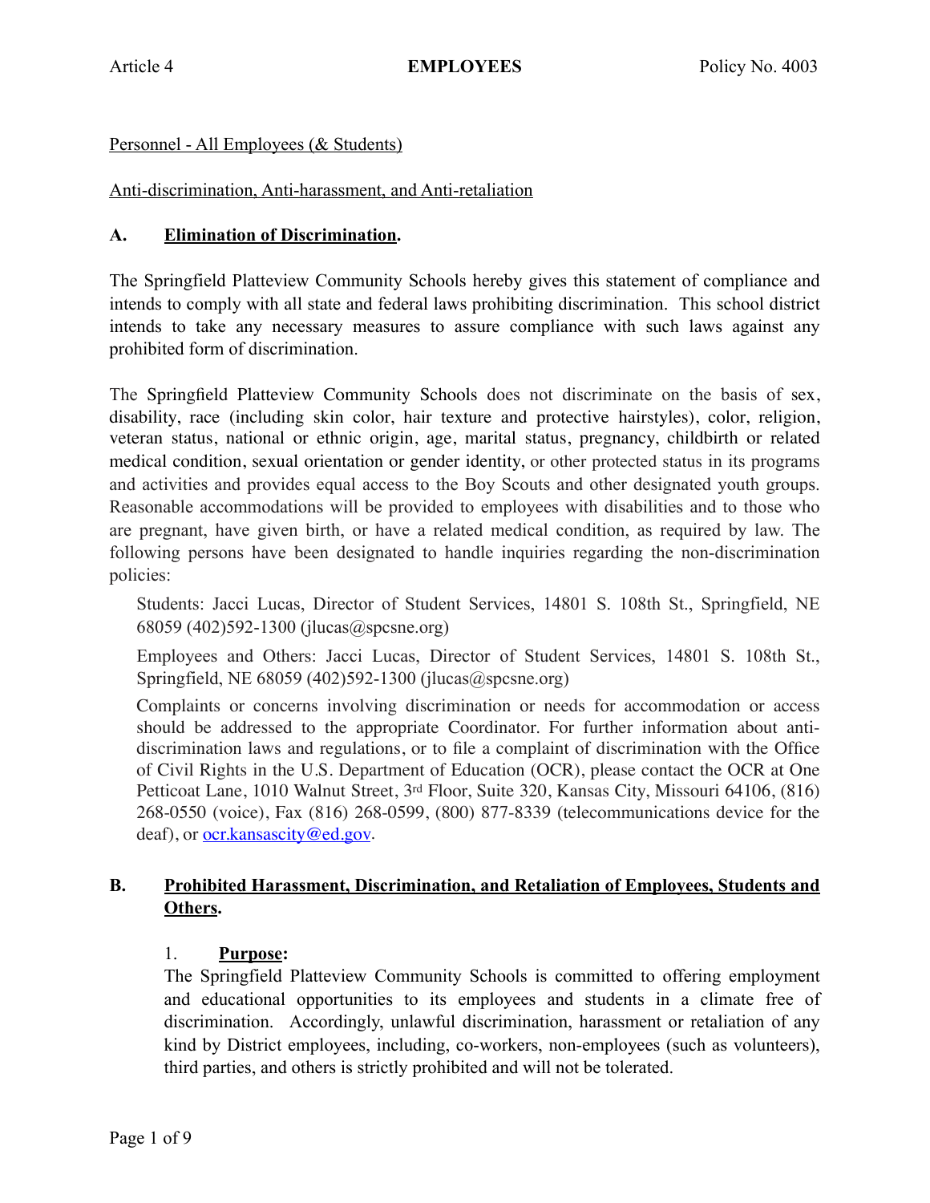Personnel - All Employees (& Students)

Anti-discrimination, Anti-harassment, and Anti-retaliation

## A. Elimination of Discrimination.

The Springfield Platteview Community Schools hereby gives this statement of compliance and intends to comply with all state and federal laws prohibiting discrimination. This school district intends to take any necessary measures to assure compliance with such laws against any prohibited form of discrimination.

The Springfield Platteview Community Schools does not discriminate on the basis of sex, disability, race (including skin color, hair texture and protective hairstyles), color, religion, veteran status, national or ethnic origin, age, marital status, pregnancy, childbirth or related medical condition, sexual orientation or gender identity, or other protected status in its programs and activities and provides equal access to the Boy Scouts and other designated youth groups. Reasonable accommodations will be provided to employees with disabilities and to those who are pregnant, have given birth, or have a related medical condition, as required by law. The following persons have been designated to handle inquiries regarding the non-discrimination policies:

> Students: Jacci Lucas, Director of Student Services, 14801 S. 108th St., Springfield, NE 68059 (402)592-1300 (jlucas@spcsne.org)
>
> Employees and Others: Jacci Lucas, Director of Student Services, 14801 S. 108th St., Springfield, NE 68059 (402)592-1300 (jlucas@spcsne.org)
>
> Complaints or concerns involving discrimination or needs for accommodation or access should be addressed to the appropriate Coordinator. For further information about anti-discrimination laws and regulations, or to file a complaint of discrimination with the Office of Civil Rights in the U.S. Department of Education (OCR), please contact the OCR at One Petticoat Lane, 1010 Walnut Street, 3rd Floor, Suite 320, Kansas City, Missouri 64106, (816) 268-0550 (voice), Fax (816) 268-0599, (800) 877-8339 (telecommunications device for the deaf), or ocr.kansascity@ed.gov.

## B. Prohibited Harassment, Discrimination, and Retaliation of Employees, Students and Others.

### 1. Purpose:

The Springfield Platteview Community Schools is committed to offering employment and educational opportunities to its employees and students in a climate free of discrimination. Accordingly, unlawful discrimination, harassment or retaliation of any kind by District employees, including, co-workers, non-employees (such as volunteers), third parties, and others is strictly prohibited and will not be tolerated.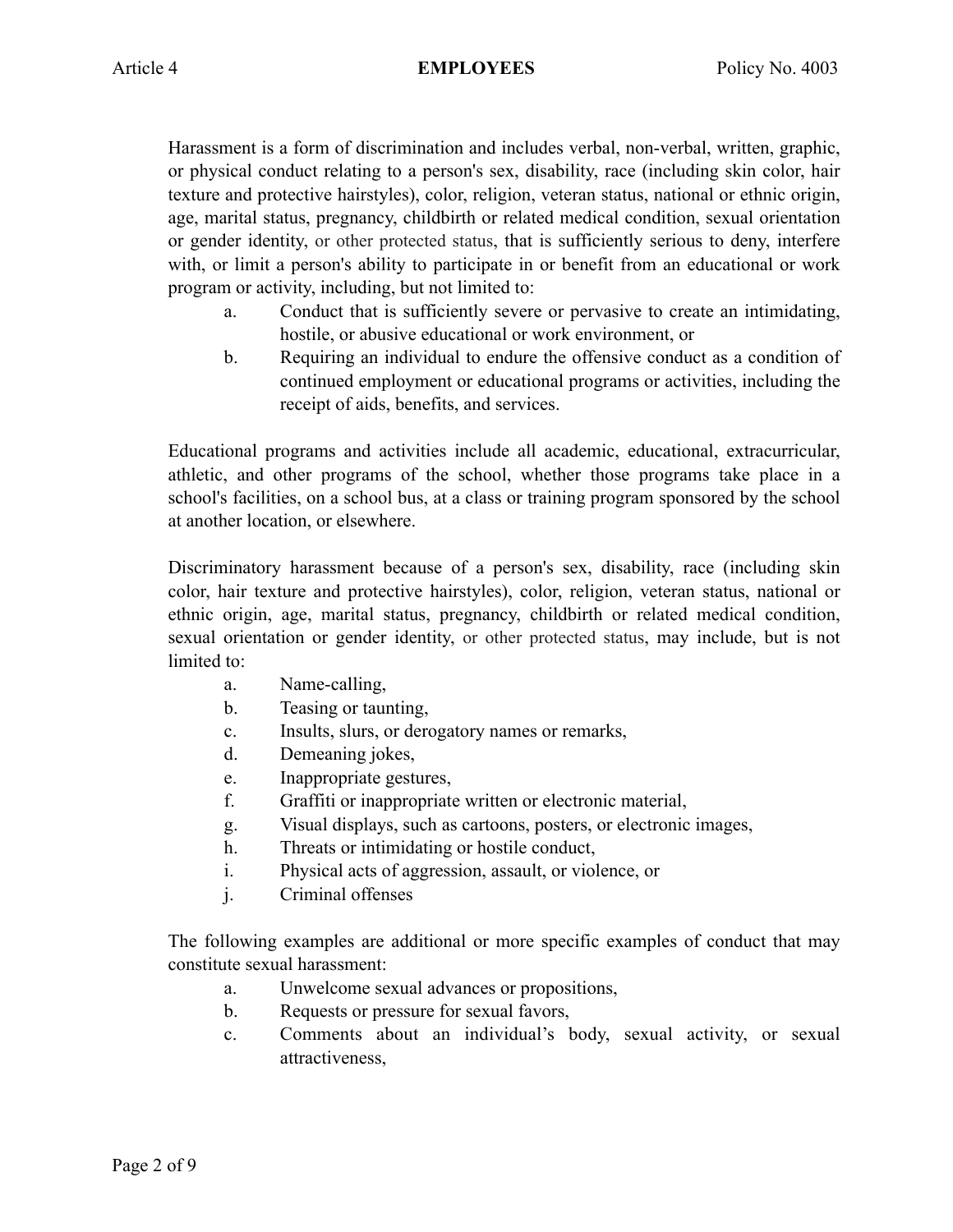Harassment is a form of discrimination and includes verbal, non-verbal, written, graphic, or physical conduct relating to a person's sex, disability, race (including skin color, hair texture and protective hairstyles), color, religion, veteran status, national or ethnic origin, age, marital status, pregnancy, childbirth or related medical condition, sexual orientation or gender identity, or other protected status, that is sufficiently serious to deny, interfere with, or limit a person's ability to participate in or benefit from an educational or work program or activity, including, but not limited to:

a. Conduct that is sufficiently severe or pervasive to create an intimidating, hostile, or abusive educational or work environment, or
b. Requiring an individual to endure the offensive conduct as a condition of continued employment or educational programs or activities, including the receipt of aids, benefits, and services.

Educational programs and activities include all academic, educational, extracurricular, athletic, and other programs of the school, whether those programs take place in a school's facilities, on a school bus, at a class or training program sponsored by the school at another location, or elsewhere.

Discriminatory harassment because of a person's sex, disability, race (including skin color, hair texture and protective hairstyles), color, religion, veteran status, national or ethnic origin, age, marital status, pregnancy, childbirth or related medical condition, sexual orientation or gender identity, or other protected status, may include, but is not limited to:

a. Name-calling,
b. Teasing or taunting,
c. Insults, slurs, or derogatory names or remarks,
d. Demeaning jokes,
e. Inappropriate gestures,
f. Graffiti or inappropriate written or electronic material,
g. Visual displays, such as cartoons, posters, or electronic images,
h. Threats or intimidating or hostile conduct,
i. Physical acts of aggression, assault, or violence, or
j. Criminal offenses

The following examples are additional or more specific examples of conduct that may constitute sexual harassment:

a. Unwelcome sexual advances or propositions,
b. Requests or pressure for sexual favors,
c. Comments about an individual's body, sexual activity, or sexual attractiveness,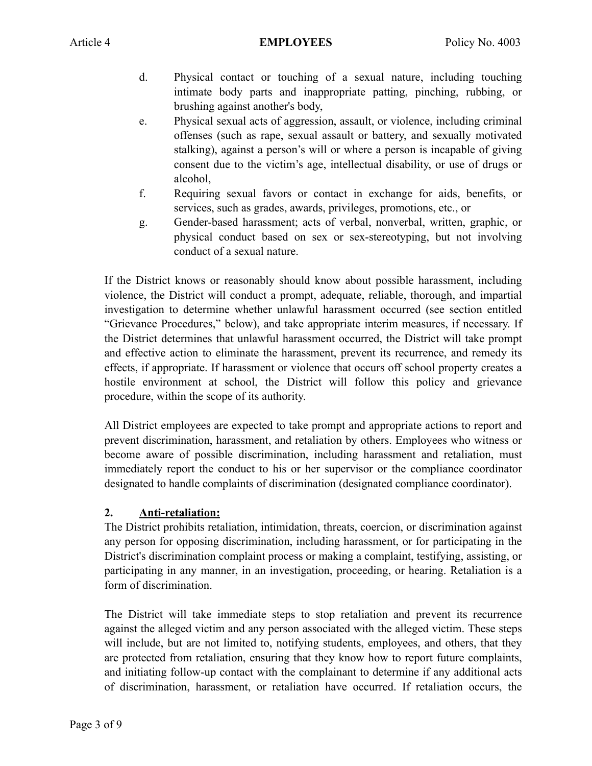d. Physical contact or touching of a sexual nature, including touching intimate body parts and inappropriate patting, pinching, rubbing, or brushing against another's body,

e. Physical sexual acts of aggression, assault, or violence, including criminal offenses (such as rape, sexual assault or battery, and sexually motivated stalking), against a person's will or where a person is incapable of giving consent due to the victim's age, intellectual disability, or use of drugs or alcohol,

f. Requiring sexual favors or contact in exchange for aids, benefits, or services, such as grades, awards, privileges, promotions, etc., or

g. Gender-based harassment; acts of verbal, nonverbal, written, graphic, or physical conduct based on sex or sex-stereotyping, but not involving conduct of a sexual nature.

If the District knows or reasonably should know about possible harassment, including violence, the District will conduct a prompt, adequate, reliable, thorough, and impartial investigation to determine whether unlawful harassment occurred (see section entitled "Grievance Procedures," below), and take appropriate interim measures, if necessary. If the District determines that unlawful harassment occurred, the District will take prompt and effective action to eliminate the harassment, prevent its recurrence, and remedy its effects, if appropriate. If harassment or violence that occurs off school property creates a hostile environment at school, the District will follow this policy and grievance procedure, within the scope of its authority.

All District employees are expected to take prompt and appropriate actions to report and prevent discrimination, harassment, and retaliation by others. Employees who witness or become aware of possible discrimination, including harassment and retaliation, must immediately report the conduct to his or her supervisor or the compliance coordinator designated to handle complaints of discrimination (designated compliance coordinator).

**2. <u>Anti-retaliation:</u>**

The District prohibits retaliation, intimidation, threats, coercion, or discrimination against any person for opposing discrimination, including harassment, or for participating in the District's discrimination complaint process or making a complaint, testifying, assisting, or participating in any manner, in an investigation, proceeding, or hearing. Retaliation is a form of discrimination.

The District will take immediate steps to stop retaliation and prevent its recurrence against the alleged victim and any person associated with the alleged victim. These steps will include, but are not limited to, notifying students, employees, and others, that they are protected from retaliation, ensuring that they know how to report future complaints, and initiating follow-up contact with the complainant to determine if any additional acts of discrimination, harassment, or retaliation have occurred. If retaliation occurs, the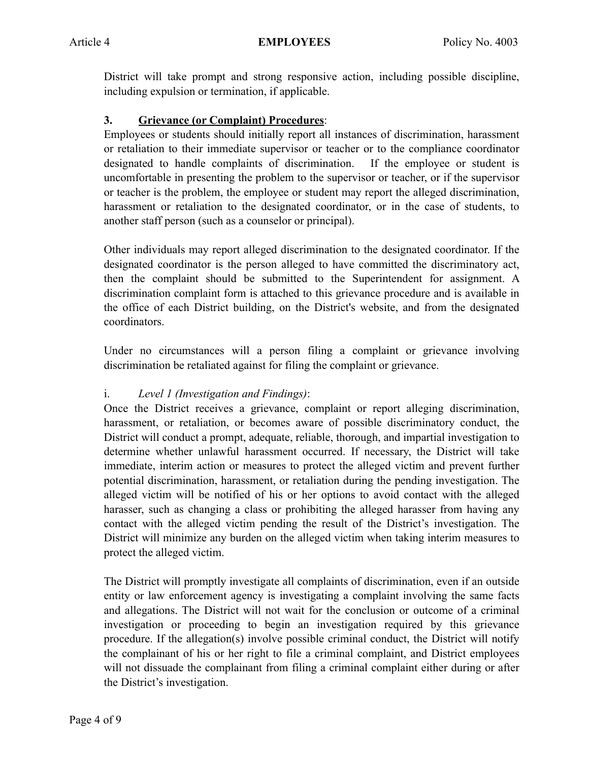District will take prompt and strong responsive action, including possible discipline, including expulsion or termination, if applicable.

### 3. <u>Grievance (or Complaint) Procedures</u>:

Employees or students should initially report all instances of discrimination, harassment or retaliation to their immediate supervisor or teacher or to the compliance coordinator designated to handle complaints of discrimination. If the employee or student is uncomfortable in presenting the problem to the supervisor or teacher, or if the supervisor or teacher is the problem, the employee or student may report the alleged discrimination, harassment or retaliation to the designated coordinator, or in the case of students, to another staff person (such as a counselor or principal).

Other individuals may report alleged discrimination to the designated coordinator. If the designated coordinator is the person alleged to have committed the discriminatory act, then the complaint should be submitted to the Superintendent for assignment. A discrimination complaint form is attached to this grievance procedure and is available in the office of each District building, on the District's website, and from the designated coordinators.

Under no circumstances will a person filing a complaint or grievance involving discrimination be retaliated against for filing the complaint or grievance.

i. *Level 1 (Investigation and Findings)*:

Once the District receives a grievance, complaint or report alleging discrimination, harassment, or retaliation, or becomes aware of possible discriminatory conduct, the District will conduct a prompt, adequate, reliable, thorough, and impartial investigation to determine whether unlawful harassment occurred. If necessary, the District will take immediate, interim action or measures to protect the alleged victim and prevent further potential discrimination, harassment, or retaliation during the pending investigation. The alleged victim will be notified of his or her options to avoid contact with the alleged harasser, such as changing a class or prohibiting the alleged harasser from having any contact with the alleged victim pending the result of the District's investigation. The District will minimize any burden on the alleged victim when taking interim measures to protect the alleged victim.

The District will promptly investigate all complaints of discrimination, even if an outside entity or law enforcement agency is investigating a complaint involving the same facts and allegations. The District will not wait for the conclusion or outcome of a criminal investigation or proceeding to begin an investigation required by this grievance procedure. If the allegation(s) involve possible criminal conduct, the District will notify the complainant of his or her right to file a criminal complaint, and District employees will not dissuade the complainant from filing a criminal complaint either during or after the District's investigation.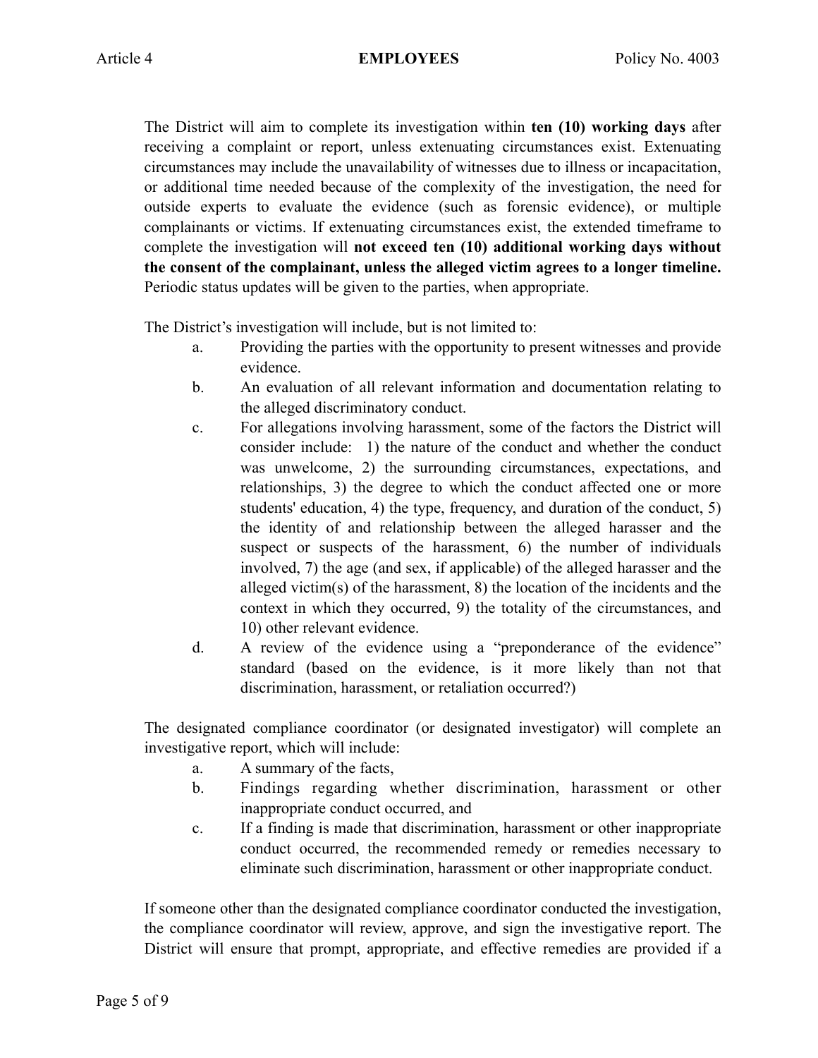The District will aim to complete its investigation within **ten (10) working days** after receiving a complaint or report, unless extenuating circumstances exist. Extenuating circumstances may include the unavailability of witnesses due to illness or incapacitation, or additional time needed because of the complexity of the investigation, the need for outside experts to evaluate the evidence (such as forensic evidence), or multiple complainants or victims. If extenuating circumstances exist, the extended timeframe to complete the investigation will **not exceed ten (10) additional working days without the consent of the complainant, unless the alleged victim agrees to a longer timeline.** Periodic status updates will be given to the parties, when appropriate.

The District's investigation will include, but is not limited to:

a. Providing the parties with the opportunity to present witnesses and provide evidence.
b. An evaluation of all relevant information and documentation relating to the alleged discriminatory conduct.
c. For allegations involving harassment, some of the factors the District will consider include: 1) the nature of the conduct and whether the conduct was unwelcome, 2) the surrounding circumstances, expectations, and relationships, 3) the degree to which the conduct affected one or more students' education, 4) the type, frequency, and duration of the conduct, 5) the identity of and relationship between the alleged harasser and the suspect or suspects of the harassment, 6) the number of individuals involved, 7) the age (and sex, if applicable) of the alleged harasser and the alleged victim(s) of the harassment, 8) the location of the incidents and the context in which they occurred, 9) the totality of the circumstances, and 10) other relevant evidence.
d. A review of the evidence using a "preponderance of the evidence" standard (based on the evidence, is it more likely than not that discrimination, harassment, or retaliation occurred?)

The designated compliance coordinator (or designated investigator) will complete an investigative report, which will include:

a. A summary of the facts,
b. Findings regarding whether discrimination, harassment or other inappropriate conduct occurred, and
c. If a finding is made that discrimination, harassment or other inappropriate conduct occurred, the recommended remedy or remedies necessary to eliminate such discrimination, harassment or other inappropriate conduct.

If someone other than the designated compliance coordinator conducted the investigation, the compliance coordinator will review, approve, and sign the investigative report. The District will ensure that prompt, appropriate, and effective remedies are provided if a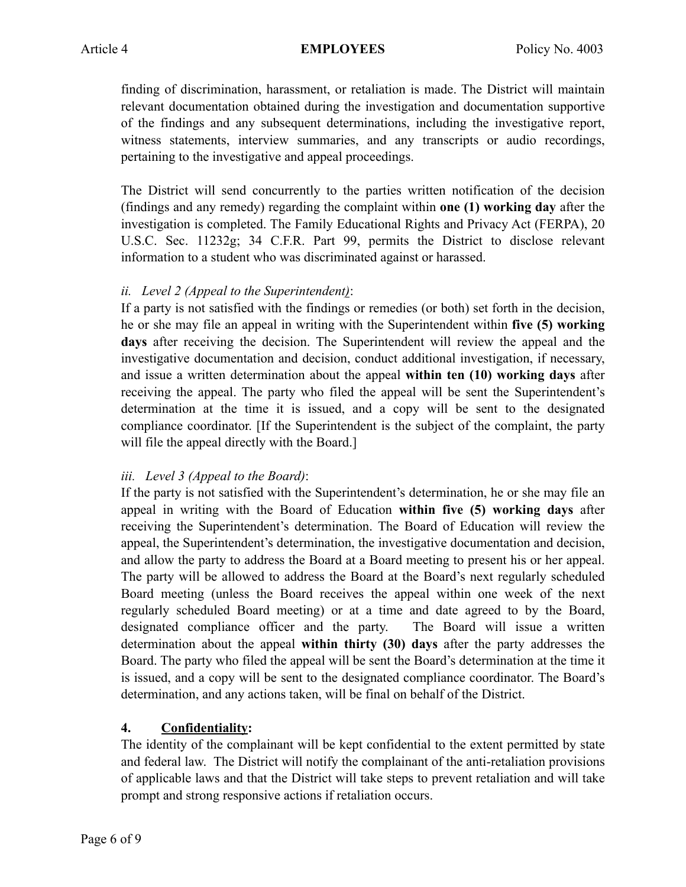finding of discrimination, harassment, or retaliation is made. The District will maintain relevant documentation obtained during the investigation and documentation supportive of the findings and any subsequent determinations, including the investigative report, witness statements, interview summaries, and any transcripts or audio recordings, pertaining to the investigative and appeal proceedings.

The District will send concurrently to the parties written notification of the decision (findings and any remedy) regarding the complaint within **one (1) working day** after the investigation is completed. The Family Educational Rights and Privacy Act (FERPA), 20 U.S.C. Sec. 11232g; 34 C.F.R. Part 99, permits the District to disclose relevant information to a student who was discriminated against or harassed.

*ii. Level 2 (Appeal to the Superintendent)*:

If a party is not satisfied with the findings or remedies (or both) set forth in the decision, he or she may file an appeal in writing with the Superintendent within **five (5) working days** after receiving the decision. The Superintendent will review the appeal and the investigative documentation and decision, conduct additional investigation, if necessary, and issue a written determination about the appeal **within ten (10) working days** after receiving the appeal. The party who filed the appeal will be sent the Superintendent's determination at the time it is issued, and a copy will be sent to the designated compliance coordinator. [If the Superintendent is the subject of the complaint, the party will file the appeal directly with the Board.]

*iii. Level 3 (Appeal to the Board)*:

If the party is not satisfied with the Superintendent's determination, he or she may file an appeal in writing with the Board of Education **within five (5) working days** after receiving the Superintendent's determination. The Board of Education will review the appeal, the Superintendent's determination, the investigative documentation and decision, and allow the party to address the Board at a Board meeting to present his or her appeal. The party will be allowed to address the Board at the Board's next regularly scheduled Board meeting (unless the Board receives the appeal within one week of the next regularly scheduled Board meeting) or at a time and date agreed to by the Board, designated compliance officer and the party. The Board will issue a written determination about the appeal **within thirty (30) days** after the party addresses the Board. The party who filed the appeal will be sent the Board's determination at the time it is issued, and a copy will be sent to the designated compliance coordinator. The Board's determination, and any actions taken, will be final on behalf of the District.

**4. Confidentiality:**

The identity of the complainant will be kept confidential to the extent permitted by state and federal law. The District will notify the complainant of the anti-retaliation provisions of applicable laws and that the District will take steps to prevent retaliation and will take prompt and strong responsive actions if retaliation occurs.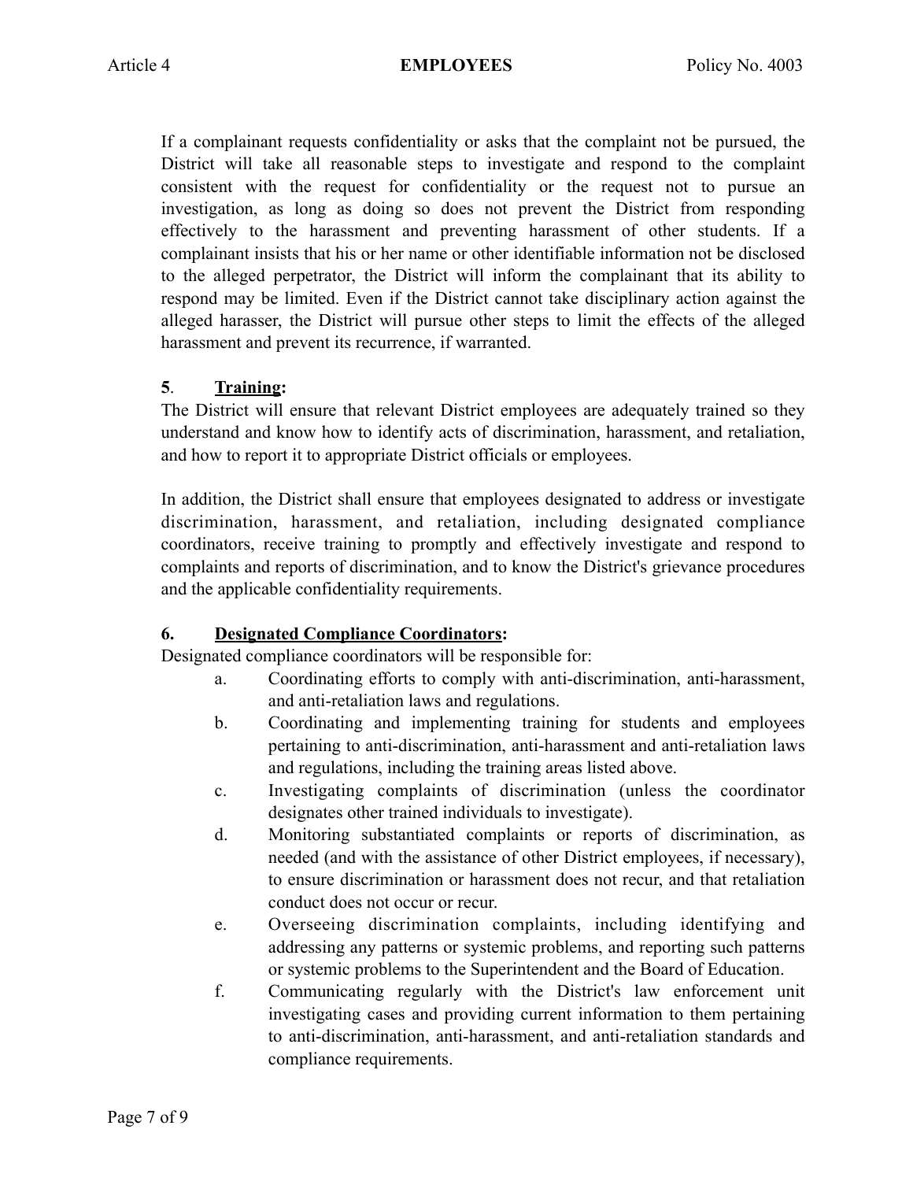If a complainant requests confidentiality or asks that the complaint not be pursued, the District will take all reasonable steps to investigate and respond to the complaint consistent with the request for confidentiality or the request not to pursue an investigation, as long as doing so does not prevent the District from responding effectively to the harassment and preventing harassment of other students. If a complainant insists that his or her name or other identifiable information not be disclosed to the alleged perpetrator, the District will inform the complainant that its ability to respond may be limited. Even if the District cannot take disciplinary action against the alleged harasser, the District will pursue other steps to limit the effects of the alleged harassment and prevent its recurrence, if warranted.

**5**. **Training:**

The District will ensure that relevant District employees are adequately trained so they understand and know how to identify acts of discrimination, harassment, and retaliation, and how to report it to appropriate District officials or employees.

In addition, the District shall ensure that employees designated to address or investigate discrimination, harassment, and retaliation, including designated compliance coordinators, receive training to promptly and effectively investigate and respond to complaints and reports of discrimination, and to know the District's grievance procedures and the applicable confidentiality requirements.

**6. Designated Compliance Coordinators:**

Designated compliance coordinators will be responsible for:

a. Coordinating efforts to comply with anti-discrimination, anti-harassment, and anti-retaliation laws and regulations.

b. Coordinating and implementing training for students and employees pertaining to anti-discrimination, anti-harassment and anti-retaliation laws and regulations, including the training areas listed above.

c. Investigating complaints of discrimination (unless the coordinator designates other trained individuals to investigate).

d. Monitoring substantiated complaints or reports of discrimination, as needed (and with the assistance of other District employees, if necessary), to ensure discrimination or harassment does not recur, and that retaliation conduct does not occur or recur.

e. Overseeing discrimination complaints, including identifying and addressing any patterns or systemic problems, and reporting such patterns or systemic problems to the Superintendent and the Board of Education.

f. Communicating regularly with the District's law enforcement unit investigating cases and providing current information to them pertaining to anti-discrimination, anti-harassment, and anti-retaliation standards and compliance requirements.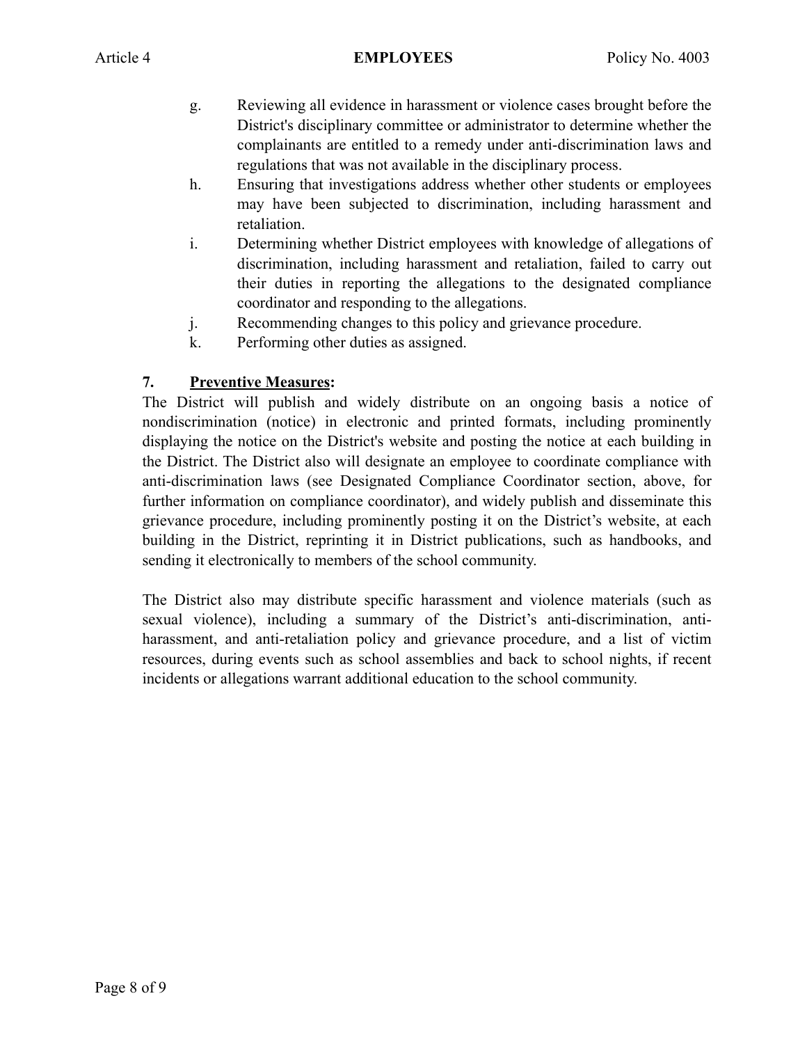g. Reviewing all evidence in harassment or violence cases brought before the District's disciplinary committee or administrator to determine whether the complainants are entitled to a remedy under anti-discrimination laws and regulations that was not available in the disciplinary process.

h. Ensuring that investigations address whether other students or employees may have been subjected to discrimination, including harassment and retaliation.

i. Determining whether District employees with knowledge of allegations of discrimination, including harassment and retaliation, failed to carry out their duties in reporting the allegations to the designated compliance coordinator and responding to the allegations.

j. Recommending changes to this policy and grievance procedure.

k. Performing other duties as assigned.

**7. <u>Preventive Measures</u>:**

The District will publish and widely distribute on an ongoing basis a notice of nondiscrimination (notice) in electronic and printed formats, including prominently displaying the notice on the District's website and posting the notice at each building in the District. The District also will designate an employee to coordinate compliance with anti-discrimination laws (see Designated Compliance Coordinator section, above, for further information on compliance coordinator), and widely publish and disseminate this grievance procedure, including prominently posting it on the District's website, at each building in the District, reprinting it in District publications, such as handbooks, and sending it electronically to members of the school community.

The District also may distribute specific harassment and violence materials (such as sexual violence), including a summary of the District's anti-discrimination, anti-harassment, and anti-retaliation policy and grievance procedure, and a list of victim resources, during events such as school assemblies and back to school nights, if recent incidents or allegations warrant additional education to the school community.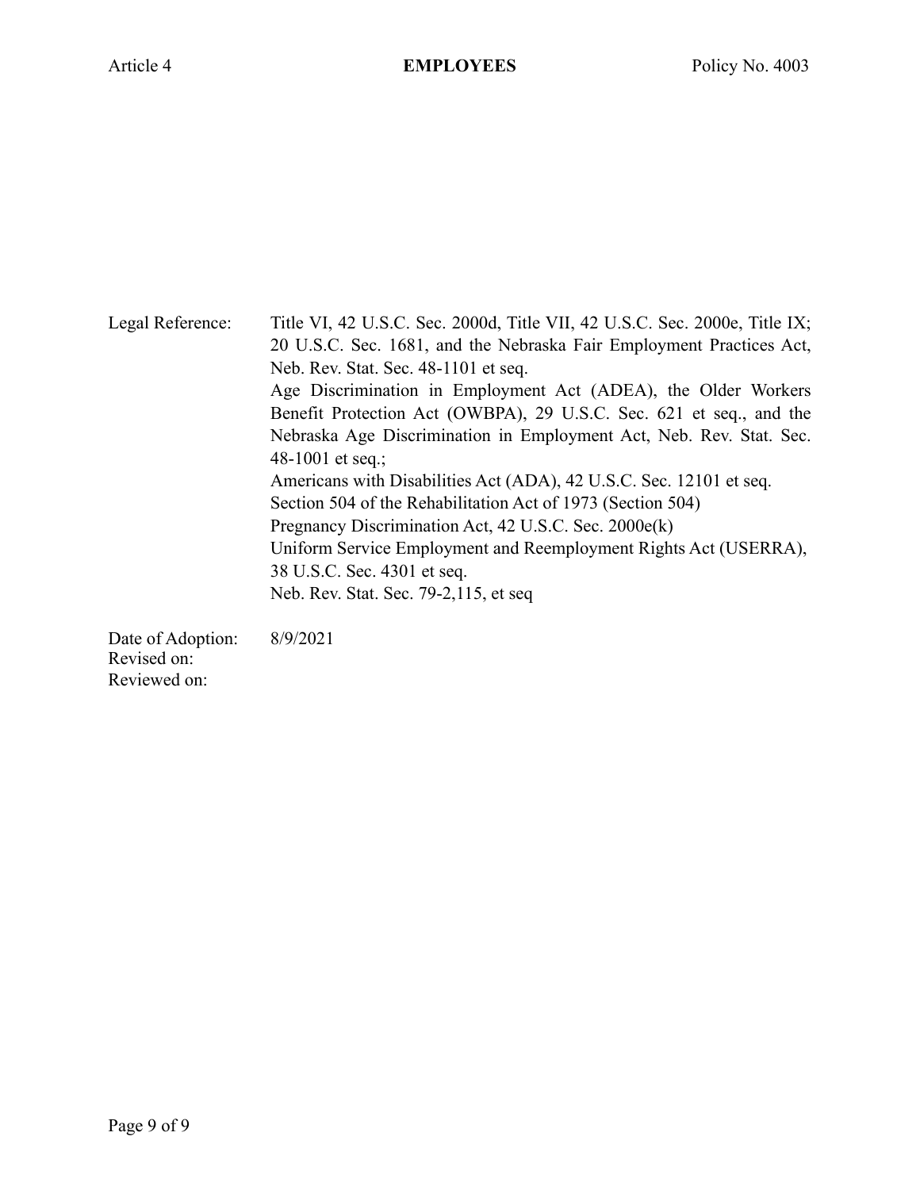Legal Reference: Title VI, 42 U.S.C. Sec. 2000d, Title VII, 42 U.S.C. Sec. 2000e, Title IX; 20 U.S.C. Sec. 1681, and the Nebraska Fair Employment Practices Act, Neb. Rev. Stat. Sec. 48-1101 et seq.
Age Discrimination in Employment Act (ADEA), the Older Workers Benefit Protection Act (OWBPA), 29 U.S.C. Sec. 621 et seq., and the Nebraska Age Discrimination in Employment Act, Neb. Rev. Stat. Sec. 48-1001 et seq.;
Americans with Disabilities Act (ADA), 42 U.S.C. Sec. 12101 et seq.
Section 504 of the Rehabilitation Act of 1973 (Section 504)
Pregnancy Discrimination Act, 42 U.S.C. Sec. 2000e(k)
Uniform Service Employment and Reemployment Rights Act (USERRA), 38 U.S.C. Sec. 4301 et seq.
Neb. Rev. Stat. Sec. 79-2,115, et seq

Date of Adoption: 8/9/2021
Revised on:
Reviewed on: